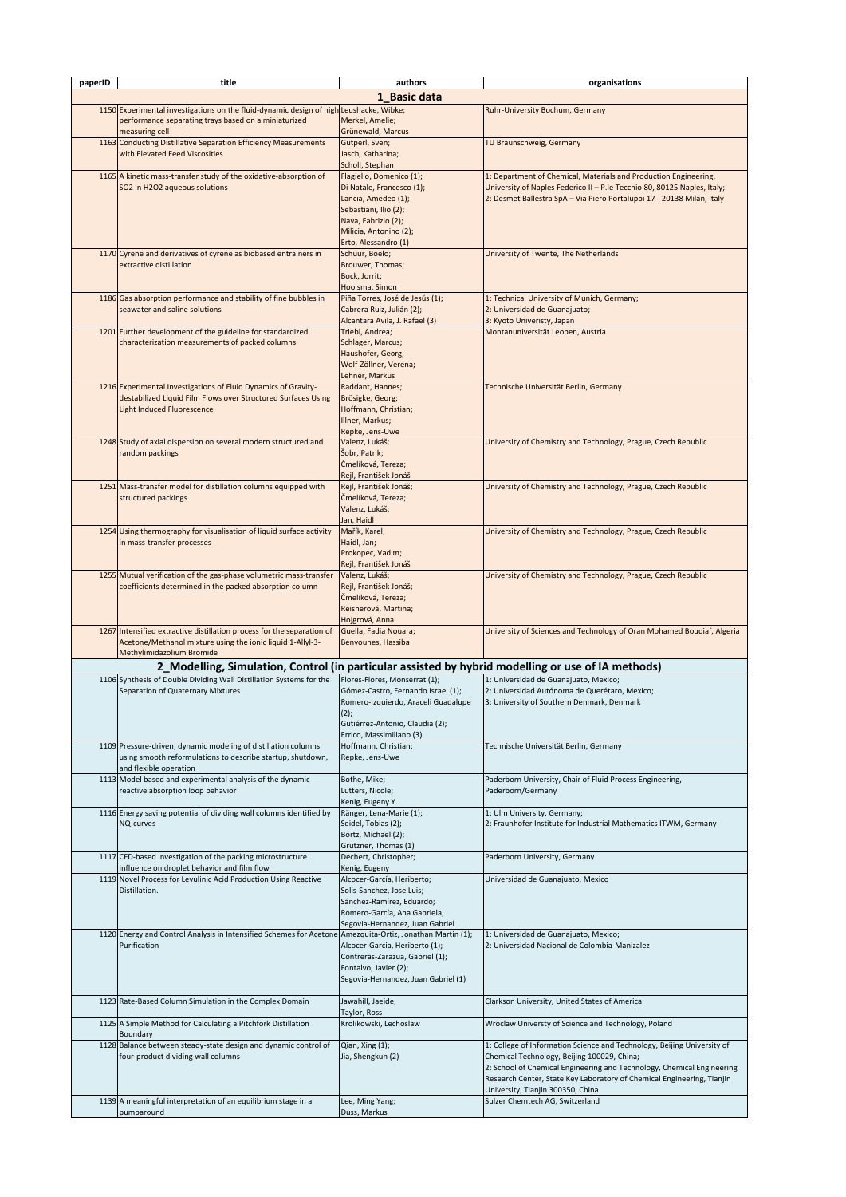| paperID | title | authors | organisations |
|---|---|---|---|
| **1_Basic data** | | | |
| 1150 | Experimental investigations on the fluid-dynamic design of high performance separating trays based on a miniaturized measuring cell | Leushacke, Wibke; Merkel, Amelie; Grünewald, Marcus | Ruhr-University Bochum, Germany |
| 1163 | Conducting Distillative Separation Efficiency Measurements with Elevated Feed Viscosities | Gutperl, Sven; Jasch, Katharina; Scholl, Stephan | TU Braunschweig, Germany |
| 1165 | A kinetic mass-transfer study of the oxidative-absorption of SO2 in H2O2 aqueous solutions | Flagiello, Domenico (1); Di Natale, Francesco (1); Lancia, Amedeo (1); Sebastiani, Ilio (2); Nava, Fabrizio (2); Milicia, Antonino (2); Erto, Alessandro (1) | 1: Department of Chemical, Materials and Production Engineering, University of Naples Federico II – P.le Tecchio 80, 80125 Naples, Italy; 2: Desmet Ballestra SpA – Via Piero Portaluppi 17 - 20138 Milan, Italy |
| 1170 | Cyrene and derivatives of cyrene as biobased entrainers in extractive distillation | Schuur, Boelo; Brouwer, Thomas; Bock, Jorrit; Hooisma, Simon | University of Twente, The Netherlands |
| 1186 | Gas absorption performance and stability of fine bubbles in seawater and saline solutions | Piña Torres, José de Jesús (1); Cabrera Ruiz, Julián (2); Alcantara Avila, J. Rafael (3) | 1: Technical University of Munich, Germany; 2: Universidad de Guanajuato; 3: Kyoto Univeristy, Japan |
| 1201 | Further development of the guideline for standardized characterization measurements of packed columns | Triebl, Andrea; Schlager, Marcus; Haushofer, Georg; Wolf-Zöllner, Verena; Lehner, Markus | Montanuniversität Leoben, Austria |
| 1216 | Experimental Investigations of Fluid Dynamics of Gravity-destabilized Liquid Film Flows over Structured Surfaces Using Light Induced Fluorescence | Raddant, Hannes; Brösigke, Georg; Hoffmann, Christian; Illner, Markus; Repke, Jens-Uwe | Technische Universität Berlin, Germany |
| 1248 | Study of axial dispersion on several modern structured and random packings | Valenz, Lukáš; Šobr, Patrik; Čmelíková, Tereza; Rejl, František Jonáš | University of Chemistry and Technology, Prague, Czech Republic |
| 1251 | Mass-transfer model for distillation columns equipped with structured packings | Rejl, František Jonáš; Čmelíková, Tereza; Valenz, Lukáš; Jan, Haidl | University of Chemistry and Technology, Prague, Czech Republic |
| 1254 | Using thermography for visualisation of liquid surface activity in mass-transfer processes | Mařík, Karel; Haidl, Jan; Prokopec, Vadim; Rejl, František Jonáš | University of Chemistry and Technology, Prague, Czech Republic |
| 1255 | Mutual verification of the gas-phase volumetric mass-transfer coefficients determined in the packed absorption column | Valenz, Lukáš; Rejl, František Jonáš; Čmelíková, Tereza; Reisnerová, Martina; Hojgrová, Anna | University of Chemistry and Technology, Prague, Czech Republic |
| 1267 | Intensified extractive distillation process for the separation of Acetone/Methanol mixture using the ionic liquid 1-Allyl-3-Methylimidazolium Bromide | Guella, Fadia Nouara; Benyounes, Hassiba | University of Sciences and Technology of Oran Mohamed Boudiaf, Algeria |
| **2_Modelling, Simulation, Control (in particular assisted by hybrid modelling or use of IA methods)** | | | |
| 1106 | Synthesis of Double Dividing Wall Distillation Systems for the Separation of Quaternary Mixtures | Flores-Flores, Monserrat (1); Gómez-Castro, Fernando Israel (1); Romero-Izquierdo, Araceli Guadalupe (2); Gutiérrez-Antonio, Claudia (2); Errico, Massimiliano (3) | 1: Universidad de Guanajuato, Mexico; 2: Universidad Autónoma de Querétaro, Mexico; 3: University of Southern Denmark, Denmark |
| 1109 | Pressure-driven, dynamic modeling of distillation columns using smooth reformulations to describe startup, shutdown, and flexible operation | Hoffmann, Christian; Repke, Jens-Uwe | Technische Universität Berlin, Germany |
| 1113 | Model based and experimental analysis of the dynamic reactive absorption loop behavior | Bothe, Mike; Lutters, Nicole; Kenig, Eugeny Y. | Paderborn University, Chair of Fluid Process Engineering, Paderborn/Germany |
| 1116 | Energy saving potential of dividing wall columns identified by NQ-curves | Ränger, Lena-Marie (1); Seidel, Tobias (2); Bortz, Michael (2); Grützner, Thomas (1) | 1: Ulm University, Germany; 2: Fraunhofer Institute for Industrial Mathematics ITWM, Germany |
| 1117 | CFD-based investigation of the packing microstructure influence on droplet behavior and film flow | Dechert, Christopher; Kenig, Eugeny | Paderborn University, Germany |
| 1119 | Novel Process for Levulinic Acid Production Using Reactive Distillation. | Alcocer-García, Heriberto; Solis-Sanchez, Jose Luis; Sánchez-Ramírez, Eduardo; Romero-García, Ana Gabriela; Segovia-Hernandez, Juan Gabriel | Universidad de Guanajuato, Mexico |
| 1120 | Energy and Control Analysis in Intensified Schemes for Acetone Purification | Amezquita-Ortiz, Jonathan Martin (1); Alcocer-Garcia, Heriberto (1); Contreras-Zarazua, Gabriel (1); Fontalvo, Javier (2); Segovia-Hernandez, Juan Gabriel (1) | 1: Universidad de Guanajuato, Mexico; 2: Universidad Nacional de Colombia-Manizalez |
| 1123 | Rate-Based Column Simulation in the Complex Domain | Jawahill, Jaeide; Taylor, Ross | Clarkson University, United States of America |
| 1125 | A Simple Method for Calculating a Pitchfork Distillation Boundary | Krolikowski, Lechoslaw | Wroclaw Universty of Science and Technology, Poland |
| 1128 | Balance between steady-state design and dynamic control of four-product dividing wall columns | Qian, Xing (1); Jia, Shengkun (2) | 1: College of Information Science and Technology, Beijing University of Chemical Technology, Beijing 100029, China; 2: School of Chemical Engineering and Technology, Chemical Engineering Research Center, State Key Laboratory of Chemical Engineering, Tianjin University, Tianjin 300350, China |
| 1139 | A meaningful interpretation of an equilibrium stage in a pumparound | Lee, Ming Yang; Duss, Markus | Sulzer Chemtech AG, Switzerland |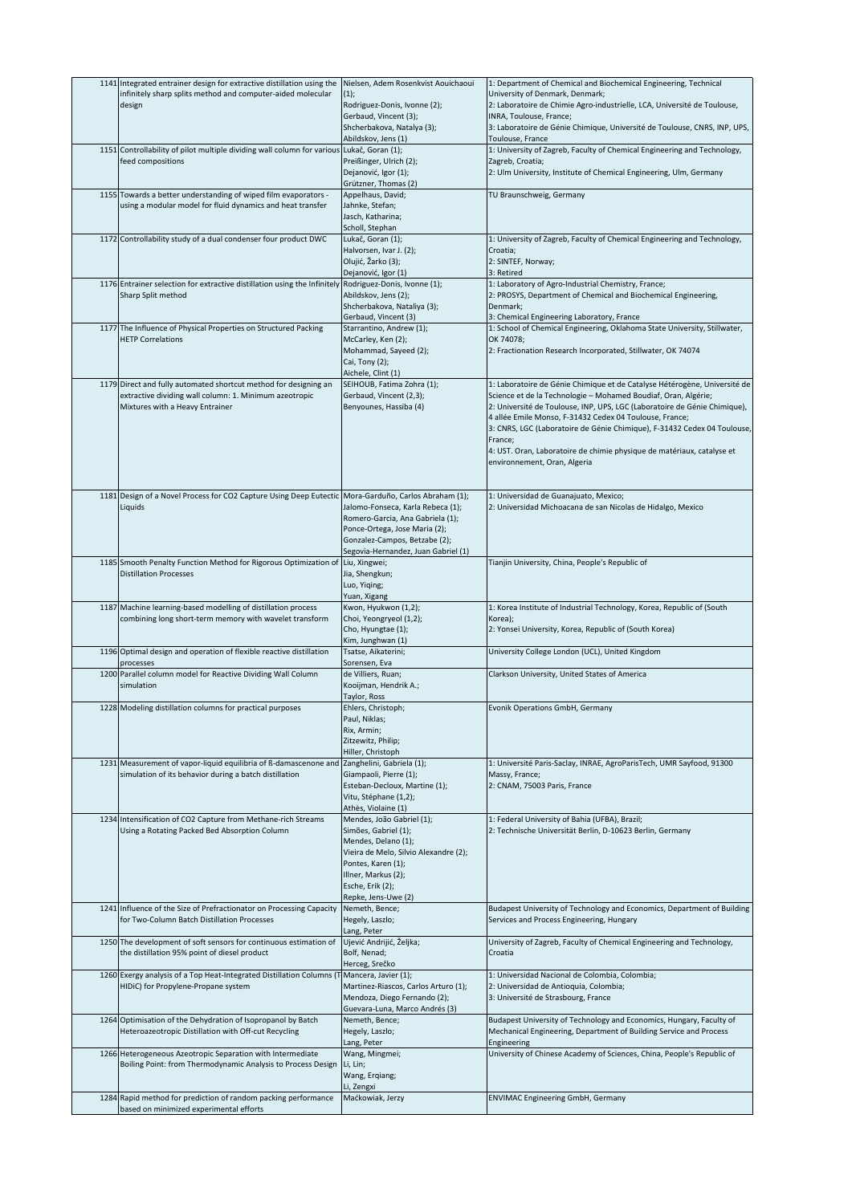| | | | |
|---|---|---|---|
| 1141 | Integrated entrainer design for extractive distillation using the infinitely sharp splits method and computer-aided molecular design | Nielsen, Adem Rosenkvist Aouichaoui (1);<br>Rodriguez-Donis, Ivonne (2);<br>Gerbaud, Vincent (3);<br>Shcherbakova, Natalya (3);<br>Abildskov, Jens (1) | 1: Department of Chemical and Biochemical Engineering, Technical University of Denmark, Denmark;<br>2: Laboratoire de Chimie Agro-industrielle, LCA, Université de Toulouse, INRA, Toulouse, France;<br>3: Laboratoire de Génie Chimique, Université de Toulouse, CNRS, INP, UPS, Toulouse, France |
| 1151 | Controllability of pilot multiple dividing wall column for various feed compositions | Lukač, Goran (1);<br>Preißinger, Ulrich (2);<br>Dejanović, Igor (1);<br>Grützner, Thomas (2) | 1: University of Zagreb, Faculty of Chemical Engineering and Technology, Zagreb, Croatia;<br>2: Ulm University, Institute of Chemical Engineering, Ulm, Germany |
| 1155 | Towards a better understanding of wiped film evaporators - using a modular model for fluid dynamics and heat transfer | Appelhaus, David;<br>Jahnke, Stefan;<br>Jasch, Katharina;<br>Scholl, Stephan | TU Braunschweig, Germany |
| 1172 | Controllability study of a dual condenser four product DWC | Lukač, Goran (1);<br>Halvorsen, Ivar J. (2);<br>Olujić, Žarko (3);<br>Dejanović, Igor (1) | 1: University of Zagreb, Faculty of Chemical Engineering and Technology, Croatia;<br>2: SINTEF, Norway;<br>3: Retired |
| 1176 | Entrainer selection for extractive distillation using the Infinitely Sharp Split method | Rodriguez-Donis, Ivonne (1);<br>Abildskov, Jens (2);<br>Shcherbakova, Nataliya (3);<br>Gerbaud, Vincent (3) | 1: Laboratory of Agro-Industrial Chemistry, France;<br>2: PROSYS, Department of Chemical and Biochemical Engineering, Denmark;<br>3: Chemical Engineering Laboratory, France |
| 1177 | The Influence of Physical Properties on Structured Packing HETP Correlations | Starrantino, Andrew (1);<br>McCarley, Ken (2);<br>Mohammad, Sayeed (2);<br>Cai, Tony (2);<br>Aichele, Clint (1) | 1: School of Chemical Engineering, Oklahoma State University, Stillwater, OK 74078;<br>2: Fractionation Research Incorporated, Stillwater, OK 74074 |
| 1179 | Direct and fully automated shortcut method for designing an extractive dividing wall column: 1. Minimum azeotropic Mixtures with a Heavy Entrainer | SEIHOUB, Fatima Zohra (1);<br>Gerbaud, Vincent (2,3);<br>Benyounes, Hassiba (4) | 1: Laboratoire de Génie Chimique et de Catalyse Hétérogène, Université de Science et de la Technologie – Mohamed Boudiaf, Oran, Algérie;<br>2: Université de Toulouse, INP, UPS, LGC (Laboratoire de Génie Chimique), 4 allée Emile Monso, F-31432 Cedex 04 Toulouse, France;<br>3: CNRS, LGC (Laboratoire de Génie Chimique), F-31432 Cedex 04 Toulouse, France;<br>4: UST. Oran, Laboratoire de chimie physique de matériaux, catalyse et environnement, Oran, Algeria |
| 1181 | Design of a Novel Process for CO2 Capture Using Deep Eutectic Liquids | Mora-Garduño, Carlos Abraham (1);<br>Jalomo-Fonseca, Karla Rebeca (1);<br>Romero-Garcia, Ana Gabriela (1);<br>Ponce-Ortega, Jose Maria (2);<br>Gonzalez-Campos, Betzabe (2);<br>Segovia-Hernandez, Juan Gabriel (1) | 1: Universidad de Guanajuato, Mexico;<br>2: Universidad Michoacana de san Nicolas de Hidalgo, Mexico |
| 1185 | Smooth Penalty Function Method for Rigorous Optimization of Distillation Processes | Liu, Xingwei;<br>Jia, Shengkun;<br>Luo, Yiqing;<br>Yuan, Xigang | Tianjin University, China, People's Republic of |
| 1187 | Machine learning-based modelling of distillation process combining long short-term memory with wavelet transform | Kwon, Hyukwon (1,2);<br>Choi, Yeongryeol (1,2);<br>Cho, Hyungtae (1);<br>Kim, Junghwan (1) | 1: Korea Institute of Industrial Technology, Korea, Republic of (South Korea);<br>2: Yonsei University, Korea, Republic of (South Korea) |
| 1196 | Optimal design and operation of flexible reactive distillation processes | Tsatse, Aikaterini;<br>Sorensen, Eva | University College London (UCL), United Kingdom |
| 1200 | Parallel column model for Reactive Dividing Wall Column simulation | de Villiers, Ruan;<br>Kooijman, Hendrik A.;<br>Taylor, Ross | Clarkson University, United States of America |
| 1228 | Modeling distillation columns for practical purposes | Ehlers, Christoph;<br>Paul, Niklas;<br>Rix, Armin;<br>Zitzewitz, Philip;<br>Hiller, Christoph | Evonik Operations GmbH, Germany |
| 1231 | Measurement of vapor-liquid equilibria of ß-damascenone and simulation of its behavior during a batch distillation | Zanghelini, Gabriela (1);<br>Giampaoli, Pierre (1);<br>Esteban-Decloux, Martine (1);<br>Vitu, Stéphane (1,2);<br>Athès, Violaine (1) | 1: Université Paris-Saclay, INRAE, AgroParisTech, UMR Sayfood, 91300 Massy, France;<br>2: CNAM, 75003 Paris, France |
| 1234 | Intensification of CO2 Capture from Methane-rich Streams Using a Rotating Packed Bed Absorption Column | Mendes, João Gabriel (1);<br>Simões, Gabriel (1);<br>Mendes, Delano (1);<br>Vieira de Melo, Silvio Alexandre (2);<br>Pontes, Karen (1);<br>Illner, Markus (2);<br>Esche, Erik (2);<br>Repke, Jens-Uwe (2) | 1: Federal University of Bahia (UFBA), Brazil;<br>2: Technische Universität Berlin, D-10623 Berlin, Germany |
| 1241 | Influence of the Size of Prefractionator on Processing Capacity for Two-Column Batch Distillation Processes | Nemeth, Bence;<br>Hegely, Laszlo;<br>Lang, Peter | Budapest University of Technology and Economics, Department of Building Services and Process Engineering, Hungary |
| 1250 | The development of soft sensors for continuous estimation of the distillation 95% point of diesel product | Ujević Andrijić, Željka;<br>Bolf, Nenad;<br>Herceg, Srečko | University of Zagreb, Faculty of Chemical Engineering and Technology, Croatia |
| 1260 | Exergy analysis of a Top Heat-Integrated Distillation Columns (T HIDiC) for Propylene-Propane system | Mancera, Javier (1);<br>Martinez-Riascos, Carlos Arturo (1);<br>Mendoza, Diego Fernando (2);<br>Guevara-Luna, Marco Andrés (3) | 1: Universidad Nacional de Colombia, Colombia;<br>2: Universidad de Antioquia, Colombia;<br>3: Université de Strasbourg, France |
| 1264 | Optimisation of the Dehydration of Isopropanol by Batch Heteroazeotropic Distillation with Off-cut Recycling | Nemeth, Bence;<br>Hegely, Laszlo;<br>Lang, Peter | Budapest University of Technology and Economics, Hungary, Faculty of Mechanical Engineering, Department of Building Service and Process Engineering |
| 1266 | Heterogeneous Azeotropic Separation with Intermediate Boiling Point: from Thermodynamic Analysis to Process Design | Wang, Mingmei;<br>Li, Lin;<br>Wang, Erqiang;<br>Li, Zengxi | University of Chinese Academy of Sciences, China, People's Republic of |
| 1284 | Rapid method for prediction of random packing performance based on minimized experimental efforts | Maćkowiak, Jerzy | ENVIMAC Engineering GmbH, Germany |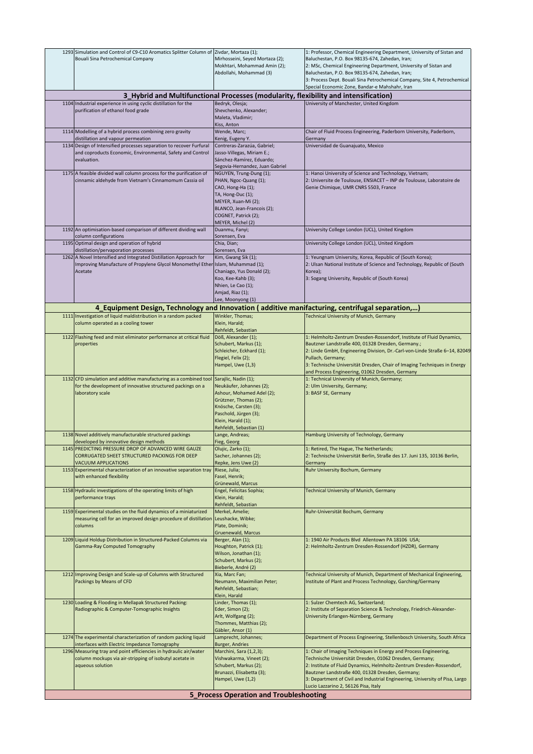| | | | |
|---|---|---|---|
| 1293 | Simulation and Control of C9-C10 Aromatics Splitter Column of Bouali Sina Petrochemical Company | Zivdar, Mortaza (1); Mirhosseini, Seyed Mortaza (2); Mokhtari, Mohammad Amin (2); Abdollahi, Mohammad (3) | 1: Professor, Chemical Engineering Department, University of Sistan and Baluchestan, P.O. Box 98135-674, Zahedan, Iran; 2: MSc, Chemical Engineering Department, University of Sistan and Baluchestan, P.O. Box 98135-674, Zahedan, Iran; 3: Process Dept. Bouali Sina Petrochemical Company, Site 4, Petrochemical Special Economic Zone, Bandar-e Mahshahr, Iran |
| **3_Hybrid and Multifunctional Processes (modularity, flexibility and intensification)** | | | |
| 1104 | Industrial experience in using cyclic distillation for the purification of ethanol food grade | Bedryk, Olesja; Shevchenko, Alexander; Maleta, Vladimir; Kiss, Anton | University of Manchester, United Kingdom |
| 1114 | Modelling of a hybrid process combining zero gravity distillation and vapour permeation | Wende, Marc; Kenig, Eugeny Y. | Chair of Fluid Process Engineering, Paderborn University, Paderborn, Germany |
| 1134 | Design of Intensified processes separation to recover Furfural and coproducts Economic, Environmental, Safety and Control evaluation. | Contreras-Zarazúa, Gabriel; Jasso-Villegas, Miriam E.; Sánchez-Ramírez, Eduardo; Segovia-Hernandez, Juan Gabriel | Universidad de Guanajuato, Mexico |
| 1175 | A feasible divided wall column process for the purification of cinnamic aldehyde from Vietnam's Cinnamomum Cassia oil | NGUYEN, Trung-Dung (1); PHAN, Ngoc-Quang (1); CAO, Hong-Ha (1); TA, Hong-Duc (1); MEYER, Xuan-Mi (2); BLANCO, Jean-Francois (2); COGNET, Patrick (2); MEYER, Michel (2) | 1: Hanoi University of Science and Technology, Vietnam; 2: Universite de Toulouse, ENSIACET – INP de Toulouse, Laboratoire de Genie Chimique, UMR CNRS 5503, France |
| 1192 | An optimisation-based comparison of different dividing wall column configurations | Duanmu, Fanyi; Sorensen, Eva | University College London (UCL), United Kingdom |
| 1195 | Optimal design and operation of hybrid distillation/pervaporation processes | Chia, Dian; Sorensen, Eva | University College London (UCL), United Kingdom |
| 1262 | A Novel Intensified and Integrated Distillation Approach for Improving Manufacture of Propylene Glycol Monomethyl Ether Acetate | Kim, Gwang Sik (1); Islam, Muhammad (1); Chaniago, Yus Donald (2); Koo, Kee-Kahb (3); Nhien, Le Cao (1); Amjad, Riaz (1); Lee, Moonyong (1) | 1: Yeungnam University, Korea, Republic of (South Korea); 2: Ulsan National Institute of Science and Technology, Republic of (South Korea); 3: Sogang University, Republic of (South Korea) |
| **4_Equipment Design, Technology and Innovation ( additive manifacturing, centrifugal separation,...)** | | | |
| 1111 | Investigation of liquid maldistribution in a random packed column operated as a cooling tower | Winkler, Thomas; Klein, Harald; Rehfeldt, Sebastian | Technical University of Munich, Germany |
| 1122 | Flashing feed and mist eliminator performance at critical fluid properties | Döß, Alexander (1); Schubert, Markus (1); Schleicher, Eckhard (1); Flegiel, Felix (2); Hampel, Uwe (1,3) | 1: Helmholtz-Zentrum Dresden-Rossendorf, Institute of Fluid Dynamics, Bautzner Landstraße 400, 01328 Dresden, Germany.; 2: Linde GmbH, Engineering Division, Dr.-Carl-von-Linde Straße 6–14, 82049 Pullach, Germany; 3: Technische Universität Dresden, Chair of Imaging Techniques in Energy and Process Engineering, 01062 Dresden, Germany |
| 1132 | CFD simulation and additive manufacturing as a combined tool for the development of innovative structured packings on a laboratory scale | Sarajlic, Nadin (1); Neukäufer, Johannes (2); Ashour, Mohamed Adel (2); Grützner, Thomas (2); Knösche, Carsten (3); Paschold, Jürgen (3); Klein, Harald (1); Rehfeldt, Sebastian (1) | 1: Technical University of Munich, Germany; 2: Ulm University, Germany; 3: BASF SE, Germany |
| 1138 | Novel additively manufacturable structured packings developed by innovative design methods | Lange, Andreas; Fieg, Georg | Hamburg University of Technology, Germany |
| 1145 | PREDICTING PRESSURE DROP OF ADVANCED WIRE GAUZE CORRUGATED SHEET STRUCTURED PACKINGS FOR DEEP VACUUM APPLICATIONS | Olujic, Zarko (1); Sacher, Johannes (2); Repke, Jens Uwe (2) | 1: Retired, The Hague, The Netherlands; 2: Technische Universität Berlin, Straße des 17. Juni 135, 10136 Berlin, Germany |
| 1153 | Experimental characterization of an innovative separation tray with enhanced flexibility | Riese, Julia; Fasel, Henrik; Grünewald, Marcus | Ruhr University Bochum, Germany |
| 1158 | Hydraulic investigations of the operating limits of high performance trays | Engel, Felicitas Sophia; Klein, Harald; Rehfeldt, Sebastian | Technical University of Munich, Germany |
| 1159 | Experimental studies on the fluid dynamics of a miniaturized measuring cell for an improved design procedure of distillation columns | Merkel, Amelie; Leushacke, Wibke; Plate, Dominik; Gruenewald, Marcus | Ruhr-Universität Bochum, Germany |
| 1209 | Liquid Holdup Distribution in Structured-Packed Columns via Gamma-Ray Computed Tomography | Berger, Alan (1); Houghton, Patrick (1); Wilson, Jonathan (1); Schubert, Markus (2); Bieberle, André (2) | 1: 1940 Air Products Blvd Allentown PA 18106 USA; 2: Helmholtz-Zentrum Dresden-Rossendorf (HZDR), Germany |
| 1212 | Improving Design and Scale-up of Columns with Structured Packings by Means of CFD | Xia, Marc Fan; Neumann, Maximilian Peter; Rehfeldt, Sebastian; Klein, Harald | Technical University of Munich, Department of Mechanical Engineering, Institute of Plant and Process Technology, Garching/Germany |
| 1230 | Loading & Flooding in Mellapak Structured Packing: Radiographic & Computer-Tomographic Insights | Linder, Thomas (1); Eder, Simon (2); Arlt, Wolfgang (2); Thommes, Matthias (2); Gäbler, Ansor (1) | 1: Sulzer Chemtech AG, Switzerland; 2: Institute of Separation Science & Technology, Friedrich-Alexander-University Erlangen-Nürnberg, Germany |
| 1274 | The experimental characterization of random packing liquid interfaces with Electric Impedance Tomography | Lamprecht, Johannes; Burger, Andries | Department of Process Engineering, Stellenbosch University, South Africa |
| 1296 | Measuring tray and point efficiencies in hydraulic air/water column mockups via air-stripping of isobutyl acetate in aqueous solution | Marchini, Sara (1,2,3); Vishwakarma, Vineet (2); Schubert, Markus (2); Brunazzi, Elisabetta (3); Hampel, Uwe (1,2) | 1: Chair of Imaging Techniques in Energy and Process Engineering, Technische Universität Dresden, 01062 Dresden, Germany; 2: Institute of Fluid Dynamics, Helmholtz-Zentrum Dresden-Rossendorf, Bautzner Landstraße 400, 01328 Dresden, Germany; 3: Department of Civil and Industrial Engineering, University of Pisa, Largo Lucio Lazzarino 2, 56126 Pisa, Italy |
| **5_Process Operation and Troubleshooting** | | | |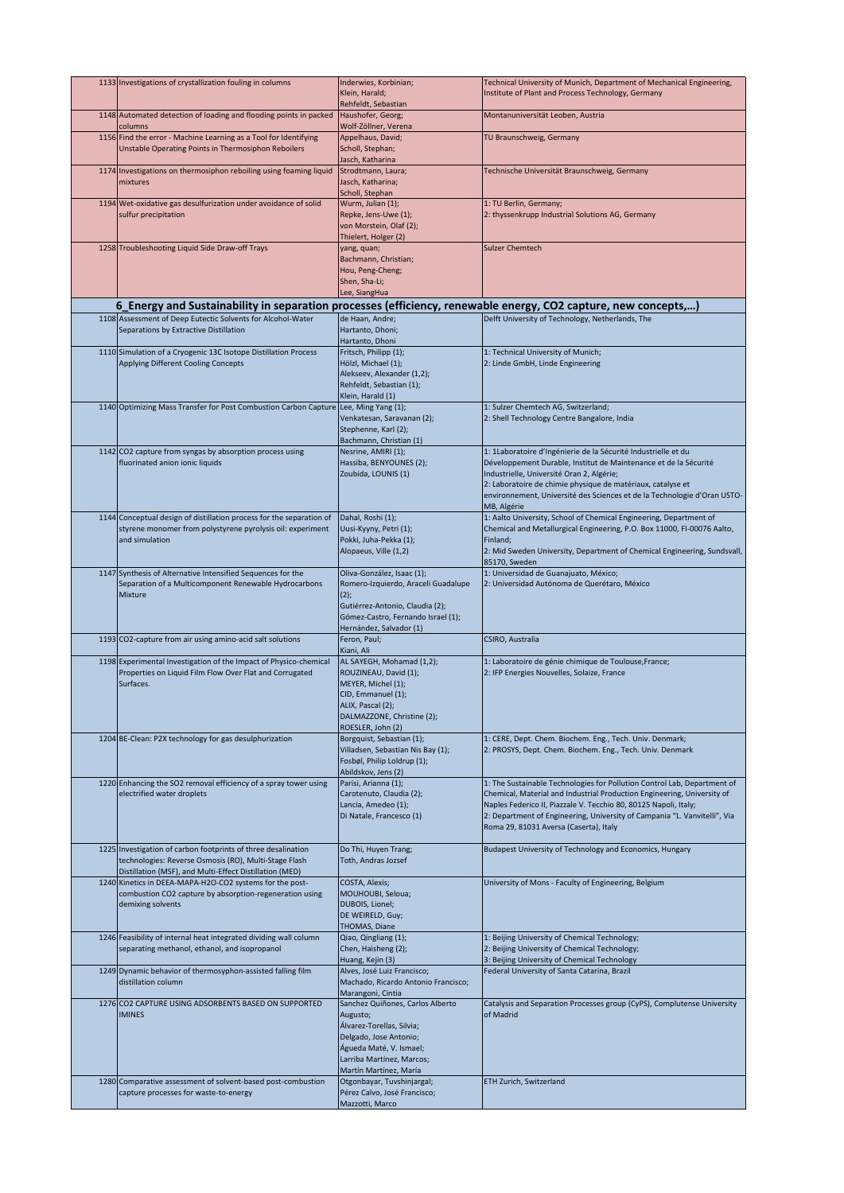| | | | |
|---|---|---|---|
| 1133 | Investigations of crystallization fouling in columns | Inderwies, Korbinian;<br>Klein, Harald;<br>Rehfeldt, Sebastian | Technical University of Munich, Department of Mechanical Engineering, Institute of Plant and Process Technology, Germany |
| 1148 | Automated detection of loading and flooding points in packed columns | Haushofer, Georg;<br>Wolf-Zöllner, Verena | Montanuniversität Leoben, Austria |
| 1156 | Find the error - Machine Learning as a Tool for Identifying Unstable Operating Points in Thermosiphon Reboilers | Appelhaus, David;<br>Scholl, Stephan;<br>Jasch, Katharina | TU Braunschweig, Germany |
| 1174 | Investigations on thermosiphon reboiling using foaming liquid mixtures | Strodtmann, Laura;<br>Jasch, Katharina;<br>Scholl, Stephan | Technische Universität Braunschweig, Germany |
| 1194 | Wet-oxidative gas desulfurization under avoidance of solid sulfur precipitation | Wurm, Julian (1);<br>Repke, Jens-Uwe (1);<br>von Morstein, Olaf (2);<br>Thielert, Holger (2) | 1: TU Berlin, Germany;<br>2: thyssenkrupp Industrial Solutions AG, Germany |
| 1258 | Troubleshooting Liquid Side Draw-off Trays | yang, quan;<br>Bachmann, Christian;<br>Hou, Peng-Cheng;<br>Shen, Sha-Li;<br>Lee, SiangHua | Sulzer Chemtech |
| **6_Energy and Sustainability in separation processes (efficiency, renewable energy, CO2 capture, new concepts,…)** | | | |
| 1108 | Assessment of Deep Eutectic Solvents for Alcohol-Water Separations by Extractive Distillation | de Haan, Andre;<br>Hartanto, Dhoni;<br>Hartanto, Dhoni | Delft University of Technology, Netherlands, The |
| 1110 | Simulation of a Cryogenic 13C Isotope Distillation Process Applying Different Cooling Concepts | Fritsch, Philipp (1);<br>Hölzl, Michael (1);<br>Alekseev, Alexander (1,2);<br>Rehfeldt, Sebastian (1);<br>Klein, Harald (1) | 1: Technical University of Munich;<br>2: Linde GmbH, Linde Engineering |
| 1140 | Optimizing Mass Transfer for Post Combustion Carbon Capture | Lee, Ming Yang (1);<br>Venkatesan, Saravanan (2);<br>Stephenne, Karl (2);<br>Bachmann, Christian (1) | 1: Sulzer Chemtech AG, Switzerland;<br>2: Shell Technology Centre Bangalore, India |
| 1142 | CO2 capture from syngas by absorption process using fluorinated anion ionic liquids | Nesrine, AMIRI (1);<br>Hassiba, BENYOUNES (2);<br>Zoubida, LOUNIS (1) | 1: 1Laboratoire d'Ingénierie de la Sécurité Industrielle et du Développement Durable, Institut de Maintenance et de la Sécurité Industrielle, Université Oran 2, Algérie;<br>2: Laboratoire de chimie physique de matériaux, catalyse et environnement, Université des Sciences et de la Technologie d'Oran USTO-MB, Algérie |
| 1144 | Conceptual design of distillation process for the separation of styrene monomer from polystyrene pyrolysis oil: experiment and simulation | Dahal, Roshi (1);<br>Uusi-Kyyny, Petri (1);<br>Pokki, Juha-Pekka (1);<br>Alopaeus, Ville (1,2) | 1: Aalto University, School of Chemical Engineering, Department of Chemical and Metallurgical Engineering, P.O. Box 11000, FI-00076 Aalto, Finland;<br>2: Mid Sweden University, Department of Chemical Engineering, Sundsvall, 85170, Sweden |
| 1147 | Synthesis of Alternative Intensified Sequences for the Separation of a Multicomponent Renewable Hydrocarbons Mixture | Oliva-González, Isaac (1);<br>Romero-Izquierdo, Araceli Guadalupe (2);<br>Gutiérrez-Antonio, Claudia (2);<br>Gómez-Castro, Fernando Israel (1);<br>Hernández, Salvador (1) | 1: Universidad de Guanajuato, México;<br>2: Universidad Autónoma de Querétaro, México |
| 1193 | CO2-capture from air using amino-acid salt solutions | Feron, Paul;<br>Kiani, Ali | CSIRO, Australia |
| 1198 | Experimental Investigation of the Impact of Physico-chemical Properties on Liquid Film Flow Over Flat and Corrugated Surfaces. | AL SAYEGH, Mohamad (1,2);<br>ROUZINEAU, David (1);<br>MEYER, Michel (1);<br>CID, Emmanuel (1);<br>ALIX, Pascal (2);<br>DALMAZZONE, Christine (2);<br>ROESLER, John (2) | 1: Laboratoire de génie chimique de Toulouse,France;<br>2: IFP Energies Nouvelles, Solaize, France |
| 1204 | BE-Clean: P2X technology for gas desulphurization | Borgquist, Sebastian (1);<br>Villadsen, Sebastian Nis Bay (1);<br>Fosbøl, Philip Loldrup (1);<br>Abildskov, Jens (2) | 1: CERE, Dept. Chem. Biochem. Eng., Tech. Univ. Denmark;<br>2: PROSYS, Dept. Chem. Biochem. Eng., Tech. Univ. Denmark |
| 1220 | Enhancing the SO2 removal efficiency of a spray tower using electrified water droplets | Parisi, Arianna (1);<br>Carotenuto, Claudia (2);<br>Lancia, Amedeo (1);<br>Di Natale, Francesco (1) | 1: The Sustainable Technologies for Pollution Control Lab, Department of Chemical, Material and Industrial Production Engineering, University of Naples Federico II, Piazzale V. Tecchio 80, 80125 Napoli, Italy;<br>2: Department of Engineering, University of Campania "L. Vanvitelli", Via Roma 29, 81031 Aversa (Caserta), Italy |
| 1225 | Investigation of carbon footprints of three desalination technologies: Reverse Osmosis (RO), Multi-Stage Flash Distillation (MSF), and Multi-Effect Distillation (MED) | Do Thi, Huyen Trang;<br>Toth, Andras Jozsef | Budapest University of Technology and Economics, Hungary |
| 1240 | Kinetics in DEEA-MAPA-H2O-CO2 systems for the post-combustion CO2 capture by absorption-regeneration using demixing solvents | COSTA, Alexis;<br>MOUHOUBI, Seloua;<br>DUBOIS, Lionel;<br>DE WEIRELD, Guy;<br>THOMAS, Diane | University of Mons - Faculty of Engineering, Belgium |
| 1246 | Feasibility of internal heat integrated dividing wall column separating methanol, ethanol, and isopropanol | Qiao, Qingliang (1);<br>Chen, Haisheng (2);<br>Huang, Kejin (3) | 1: Beijing University of Chemical Technology;<br>2: Beijing University of Chemical Technology;<br>3: Beijing University of Chemical Technology |
| 1249 | Dynamic behavior of thermosyphon-assisted falling film distillation column | Alves, José Luiz Francisco;<br>Machado, Ricardo Antonio Francisco;<br>Marangoni, Cintia | Federal University of Santa Catarina, Brazil |
| 1276 | CO2 CAPTURE USING ADSORBENTS BASED ON SUPPORTED IMINES | Sanchez Quiñones, Carlos Alberto Augusto;<br>Álvarez-Torellas, Silvia;<br>Delgado, Jose Antonio;<br>Águeda Maté, V. Ismael;<br>Larriba Martínez, Marcos;<br>Martín Martínez, María | Catalysis and Separation Processes group (CyPS), Complutense University of Madrid |
| 1280 | Comparative assessment of solvent-based post-combustion capture processes for waste-to-energy | Otgonbayar, Tuvshinjargal;<br>Pérez Calvo, José Francisco;<br>Mazzotti, Marco | ETH Zurich, Switzerland |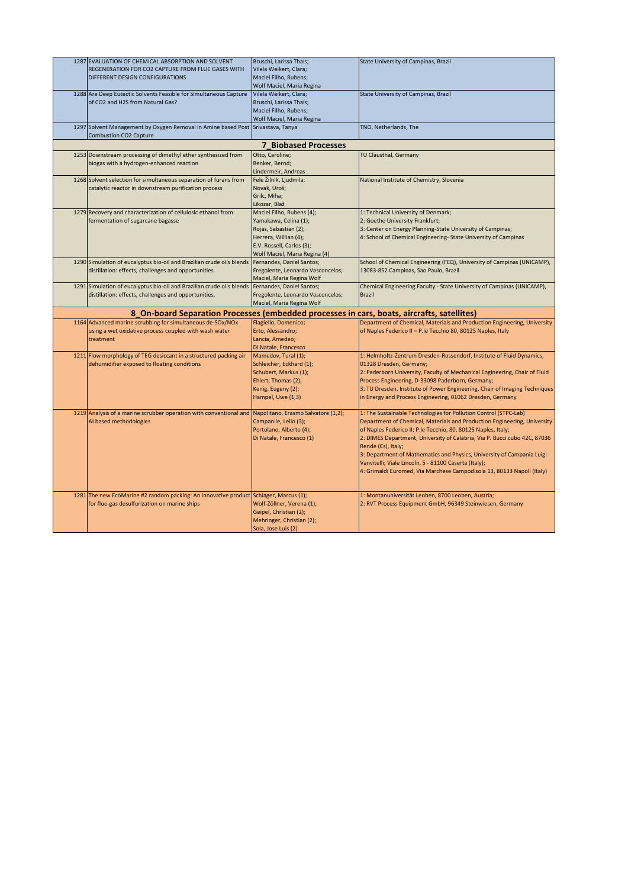| | | | |
|---|---|---|---|
| 1287 | EVALUATION OF CHEMICAL ABSORPTION AND SOLVENT REGENERATION FOR CO2 CAPTURE FROM FLUE GASES WITH DIFFERENT DESIGN CONFIGURATIONS | Bruschi, Larissa Thaís; Vilela Weikert, Clara; Maciel Filho, Rubens; Wolf Maciel, Maria Regina | State University of Campinas, Brazil |
| 1288 | Are Deep Eutectic Solvents Feasible for Simultaneous Capture of CO2 and H2S from Natural Gas? | Vilela Weikert, Clara; Bruschi, Larissa Thaís; Maciel Filho, Rubens; Wolf Maciel, Maria Regina | State University of Campinas, Brazil |
| 1297 | Solvent Management by Oxygen Removal in Amine based Post Combustion CO2 Capture | Srivastava, Tanya | TNO, Netherlands, The |
| | **7_Biobased Processes** | | |
| 1253 | Downstream processing of dimethyl ether synthesized from biogas with a hydrogen-enhanced reaction | Otto, Caroline; Benker, Bernd; Lindermeir, Andreas | TU Clausthal, Germany |
| 1268 | Solvent selection for simultaneous separation of furans from catalytic reactor in downstream purification process | Fele Žilnik, Ljudmila; Novak, Uroš; Grilc, Miha; Likozar, Blaž | National Institute of Chemistry, Slovenia |
| 1279 | Recovery and characterization of cellulosic ethanol from fermentation of sugarcane bagasse | Maciel Filho, Rubens (4); Yamakawa, Celina (1); Rojas, Sebastian (2); Herrera, Willian (4); E.V. Rossell, Carlos (3); Wolf Maciel, Maria Regina (4) | 1: Technical University of Denmark; 2: Goethe University Frankfurt; 3: Center on Energy Planning-State University of Campinas; 4: School of Chemical Engineering- State University of Campinas |
| 1290 | Simulation of eucalyptus bio-oil and Brazilian crude oils blends distillation: effects, challenges and opportunities. | Fernandes, Daniel Santos; Fregolente, Leonardo Vasconcelos; Maciel, Maria Regina Wolf | School of Chemical Engineering (FEQ), University of Campinas (UNICAMP), 13083-852 Campinas, Sao Paulo, Brazil |
| 1291 | Simulation of eucalyptus bio-oil and Brazilian crude oils blends distillation: effects, challenges and opportunities. | Fernandes, Daniel Santos; Fregolente, Leonardo Vasconcelos; Maciel, Maria Regina Wolf | Chemical Engineering Faculty - State University of Campinas (UNICAMP), Brazil |
| | **8_On-board Separation Processes (embedded processes in cars, boats, aircrafts, satellites)** | | |
| 1164 | Advanced marine scrubbing for simultaneous de-SOx/NOx using a wet oxidative process coupled with wash water treatment | Flagiello, Domenico; Erto, Alessandro; Lancia, Amedeo; Di Natale, Francesco | Department of Chemical, Materials and Production Engineering, University of Naples Federico II – P.le Tecchio 80, 80125 Naples, Italy |
| 1211 | Flow morphology of TEG desiccant in a structured packing air dehumidifier exposed to floating conditions | Mamedov, Tural (1); Schleicher, Eckhard (1); Schubert, Markus (1); Ehlert, Thomas (2); Kenig, Eugeny (2); Hampel, Uwe (1,3) | 1: Helmholtz-Zentrum Dresden-Rossendorf, Institute of Fluid Dynamics, 01328 Dresden, Germany; 2: Paderborn University, Faculty of Mechanical Engineering, Chair of Fluid Process Engineering, D-33098 Paderborn, Germany; 3: TU Dresden, Institute of Power Engineering, Chair of Imaging Techniques in Energy and Process Engineering, 01062 Dresden, Germany |
| 1219 | Analysis of a marine scrubber operation with conventional and AI based methodologies | Napolitano, Erasmo Salvatore (1,2); Campanile, Lelio (3); Portolano, Alberto (4); Di Natale, Francesco (1) | 1: The Sustainable Technologies for Pollution Control (STPC-Lab) Department of Chemical, Materials and Production Engineering, University of Naples Federico II; P.le Tecchio, 80, 80125 Naples, Italy; 2: DIMES Department, University of Calabria, Via P. Bucci cubo 42C, 87036 Rende (Cs), Italy; 3: Department of Mathematics and Physics, University of Campania Luigi Vanvitelli; Viale Lincoln, 5 - 81100 Caserta (Italy); 4: Grimaldi Euromed, Via Marchese Campodisola 13, 80133 Napoli (Italy) |
| 1281 | The new EcoMarine #2 random packing: An innovative product for flue-gas desulfurization on marine ships | Schlager, Marcus (1); Wolf-Zöllner, Verena (1); Geipel, Christian (2); Mehringer, Christian (2); Sola, Jose Luis (2) | 1: Montanuniversität Leoben, 8700 Leoben, Austria; 2: RVT Process Equipment GmbH, 96349 Steinwiesen, Germany |